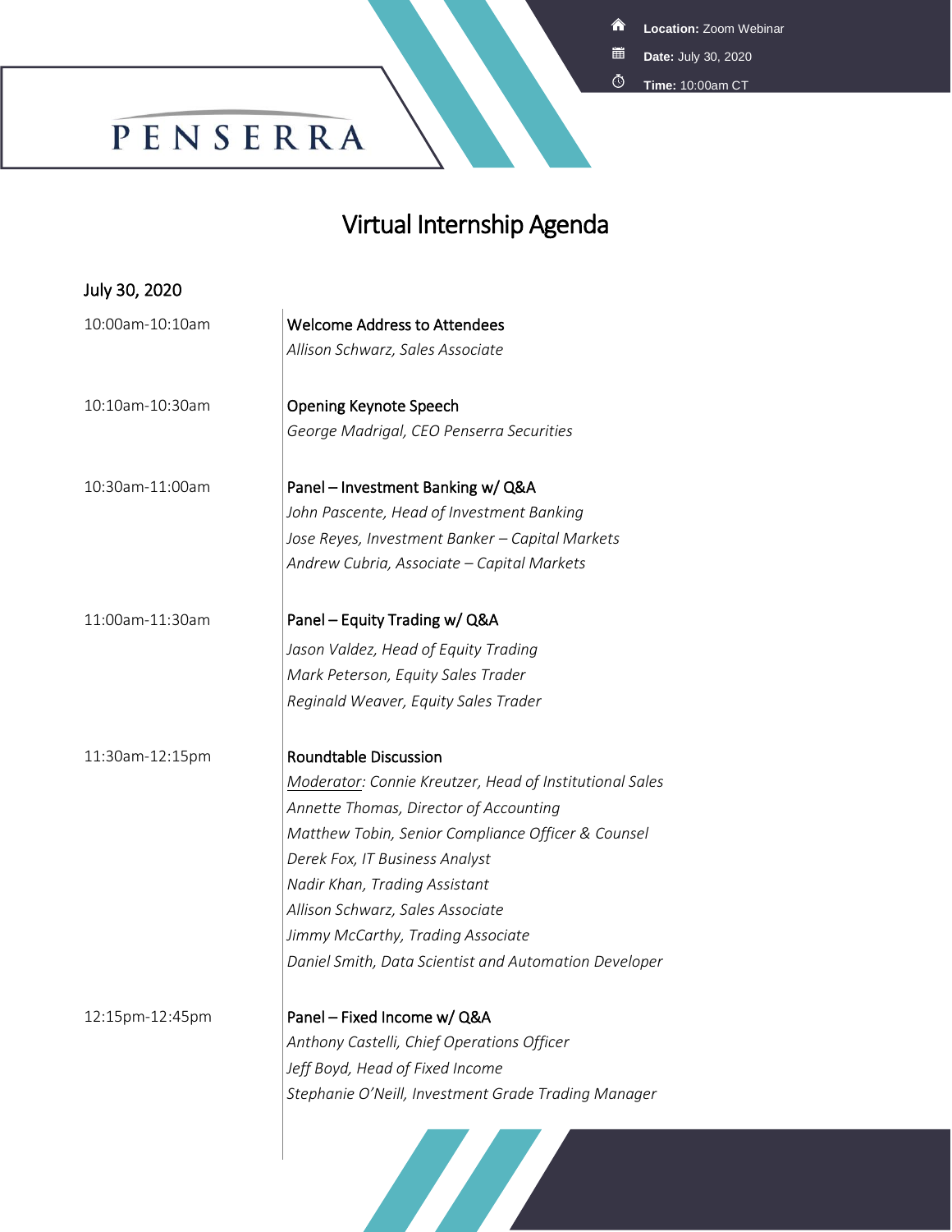**Location:** Zoom Webinar

**Date:** July 30, 2020

**Time:** 10:00am CT

PENSERRA

# Virtual Internship Agenda

## July 30, 2020

| | |
|---|---|
| 10:00am-10:10am | **Welcome Address to Attendees**<br>*Allison Schwarz, Sales Associate* |
| 10:10am-10:30am | **Opening Keynote Speech**<br>*George Madrigal, CEO Penserra Securities* |
| 10:30am-11:00am | **Panel – Investment Banking w/ Q&A**<br>*John Pascente, Head of Investment Banking*<br>*Jose Reyes, Investment Banker – Capital Markets*<br>*Andrew Cubria, Associate – Capital Markets* |
| 11:00am-11:30am | **Panel – Equity Trading w/ Q&A**<br>*Jason Valdez, Head of Equity Trading*<br>*Mark Peterson, Equity Sales Trader*<br>*Reginald Weaver, Equity Sales Trader* |
| 11:30am-12:15pm | **Roundtable Discussion**<br>*Moderator: Connie Kreutzer, Head of Institutional Sales*<br>*Annette Thomas, Director of Accounting*<br>*Matthew Tobin, Senior Compliance Officer & Counsel*<br>*Derek Fox, IT Business Analyst*<br>*Nadir Khan, Trading Assistant*<br>*Allison Schwarz, Sales Associate*<br>*Jimmy McCarthy, Trading Associate*<br>*Daniel Smith, Data Scientist and Automation Developer* |
| 12:15pm-12:45pm | **Panel – Fixed Income w/ Q&A**<br>*Anthony Castelli, Chief Operations Officer*<br>*Jeff Boyd, Head of Fixed Income*<br>*Stephanie O'Neill, Investment Grade Trading Manager* |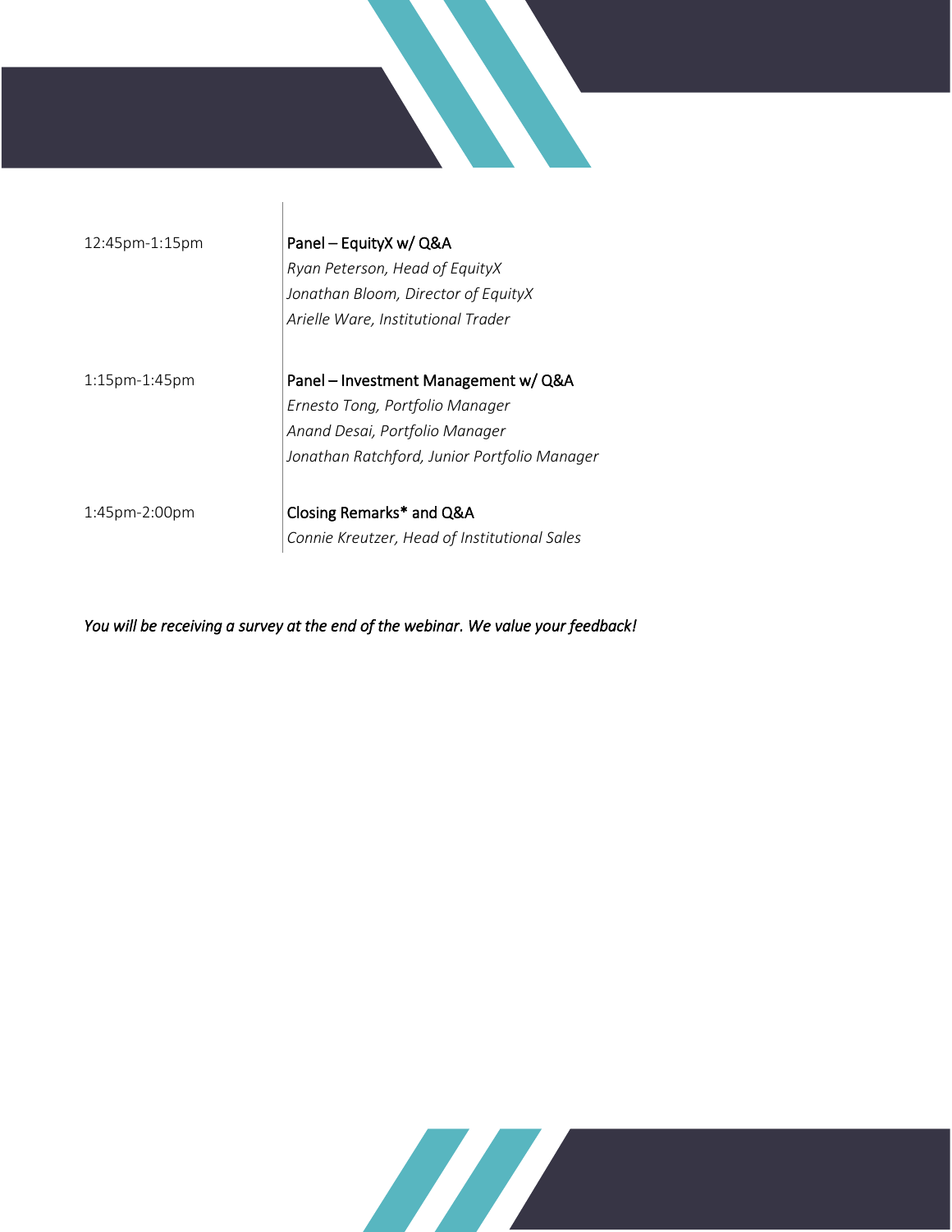| | |
|---|---|
| 12:45pm-1:15pm | Panel – EquityX w/ Q&A<br>*Ryan Peterson, Head of EquityX*<br>*Jonathan Bloom, Director of EquityX*<br>*Arielle Ware, Institutional Trader* |
| 1:15pm-1:45pm | Panel – Investment Management w/ Q&A<br>*Ernesto Tong, Portfolio Manager*<br>*Anand Desai, Portfolio Manager*<br>*Jonathan Ratchford, Junior Portfolio Manager* |
| 1:45pm-2:00pm | Closing Remarks* and Q&A<br>*Connie Kreutzer, Head of Institutional Sales* |

*You will be receiving a survey at the end of the webinar. We value your feedback!*